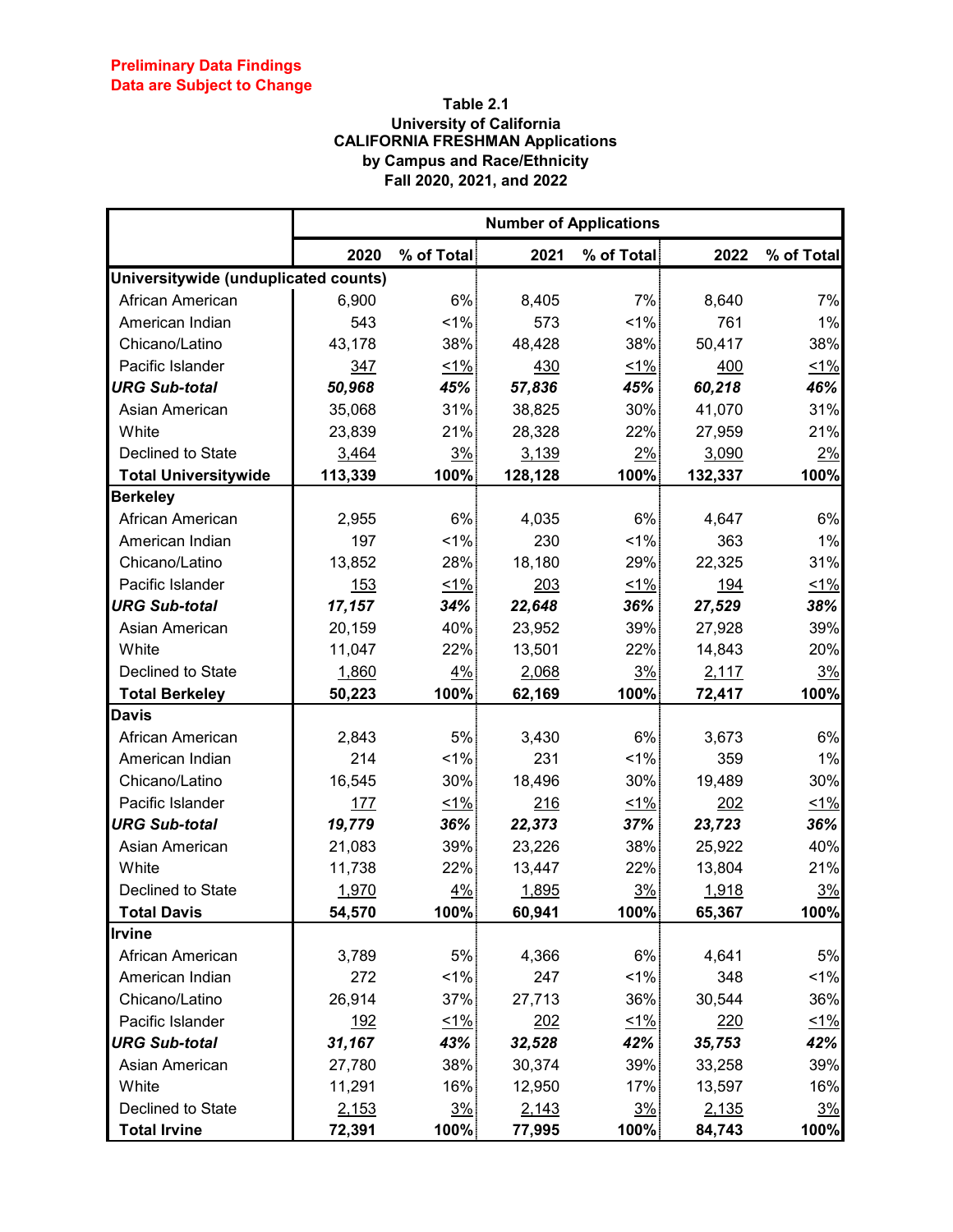**Preliminary Data Findings**
**Data are Subject to Change**

**Table 2.1**
**University of California**
**CALIFORNIA FRESHMAN Applications**
**by Campus and Race/Ethnicity**
**Fall 2020, 2021, and 2022**

| | Number of Applications | | | | | |
|---|---|---|---|---|---|---|
| | **2020** | **% of Total** | **2021** | **% of Total** | **2022** | **% of Total** |
| **Universitywide (unduplicated counts)** | | | | | | |
| African American | 6,900 | 6% | 8,405 | 7% | 8,640 | 7% |
| American Indian | 543 | <1% | 573 | <1% | 761 | 1% |
| Chicano/Latino | 43,178 | 38% | 48,428 | 38% | 50,417 | 38% |
| Pacific Islander | 347 | <1% | 430 | <1% | 400 | <1% |
| ***URG Sub-total*** | ***50,968*** | ***45%*** | ***57,836*** | ***45%*** | ***60,218*** | ***46%*** |
| Asian American | 35,068 | 31% | 38,825 | 30% | 41,070 | 31% |
| White | 23,839 | 21% | 28,328 | 22% | 27,959 | 21% |
| Declined to State | 3,464 | 3% | 3,139 | 2% | 3,090 | 2% |
| **Total Universitywide** | **113,339** | **100%** | **128,128** | **100%** | **132,337** | **100%** |
| **Berkeley** | | | | | | |
| African American | 2,955 | 6% | 4,035 | 6% | 4,647 | 6% |
| American Indian | 197 | <1% | 230 | <1% | 363 | 1% |
| Chicano/Latino | 13,852 | 28% | 18,180 | 29% | 22,325 | 31% |
| Pacific Islander | 153 | <1% | 203 | <1% | 194 | <1% |
| ***URG Sub-total*** | ***17,157*** | ***34%*** | ***22,648*** | ***36%*** | ***27,529*** | ***38%*** |
| Asian American | 20,159 | 40% | 23,952 | 39% | 27,928 | 39% |
| White | 11,047 | 22% | 13,501 | 22% | 14,843 | 20% |
| Declined to State | 1,860 | 4% | 2,068 | 3% | 2,117 | 3% |
| **Total Berkeley** | **50,223** | **100%** | **62,169** | **100%** | **72,417** | **100%** |
| **Davis** | | | | | | |
| African American | 2,843 | 5% | 3,430 | 6% | 3,673 | 6% |
| American Indian | 214 | <1% | 231 | <1% | 359 | 1% |
| Chicano/Latino | 16,545 | 30% | 18,496 | 30% | 19,489 | 30% |
| Pacific Islander | 177 | <1% | 216 | <1% | 202 | <1% |
| ***URG Sub-total*** | ***19,779*** | ***36%*** | ***22,373*** | ***37%*** | ***23,723*** | ***36%*** |
| Asian American | 21,083 | 39% | 23,226 | 38% | 25,922 | 40% |
| White | 11,738 | 22% | 13,447 | 22% | 13,804 | 21% |
| Declined to State | 1,970 | 4% | 1,895 | 3% | 1,918 | 3% |
| **Total Davis** | **54,570** | **100%** | **60,941** | **100%** | **65,367** | **100%** |
| **Irvine** | | | | | | |
| African American | 3,789 | 5% | 4,366 | 6% | 4,641 | 5% |
| American Indian | 272 | <1% | 247 | <1% | 348 | <1% |
| Chicano/Latino | 26,914 | 37% | 27,713 | 36% | 30,544 | 36% |
| Pacific Islander | 192 | <1% | 202 | <1% | 220 | <1% |
| ***URG Sub-total*** | ***31,167*** | ***43%*** | ***32,528*** | ***42%*** | ***35,753*** | ***42%*** |
| Asian American | 27,780 | 38% | 30,374 | 39% | 33,258 | 39% |
| White | 11,291 | 16% | 12,950 | 17% | 13,597 | 16% |
| Declined to State | 2,153 | 3% | 2,143 | 3% | 2,135 | 3% |
| **Total Irvine** | **72,391** | **100%** | **77,995** | **100%** | **84,743** | **100%** |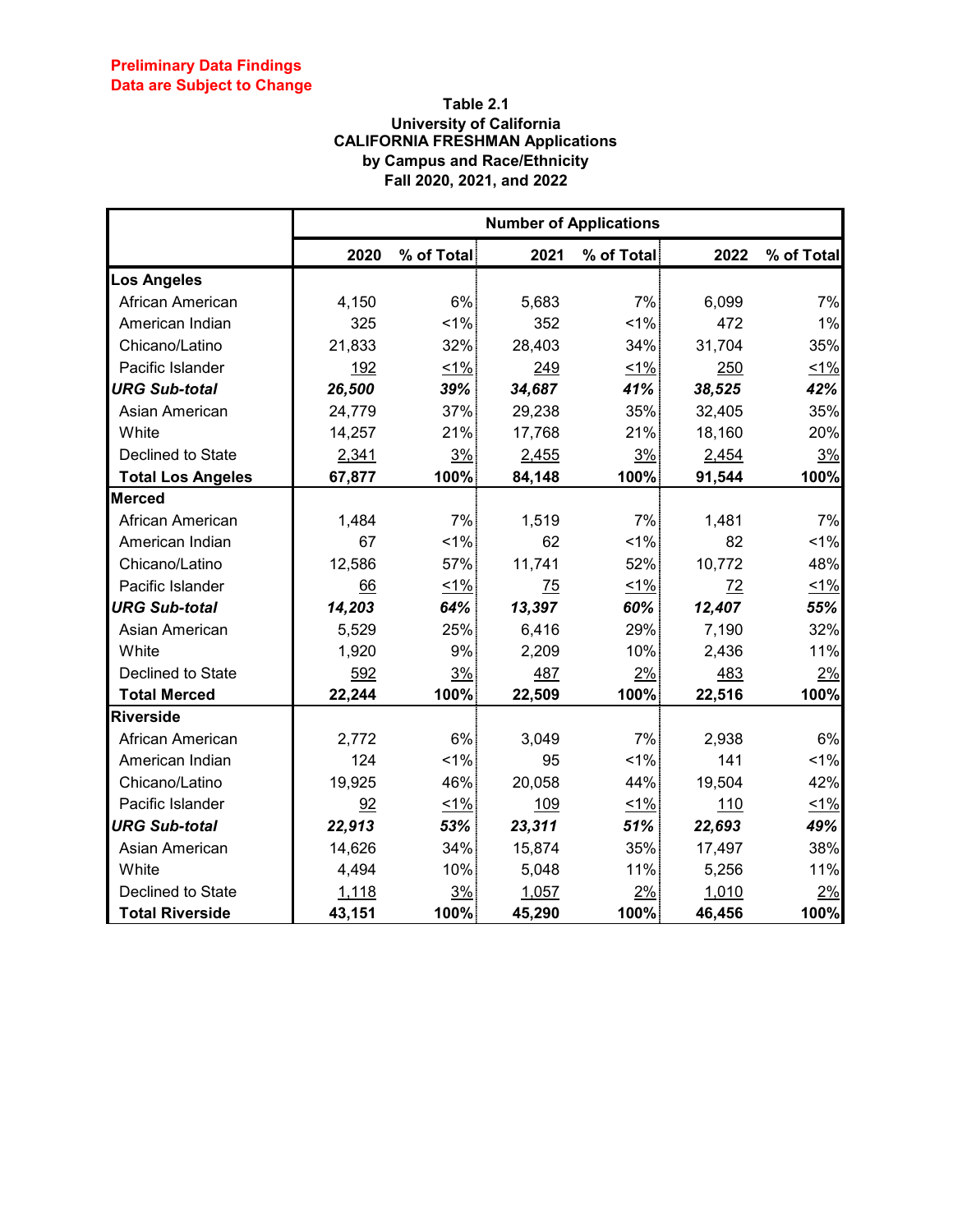**Preliminary Data Findings**
**Data are Subject to Change**

**Table 2.1**
**University of California**
**CALIFORNIA FRESHMAN Applications**
**by Campus and Race/Ethnicity**
**Fall 2020, 2021, and 2022**

| | Number of Applications | | | | | |
|---|---|---|---|---|---|---|
| | 2020 | % of Total | 2021 | % of Total | 2022 | % of Total |
| **Los Angeles** | | | | | | |
| African American | 4,150 | 6% | 5,683 | 7% | 6,099 | 7% |
| American Indian | 325 | <1% | 352 | <1% | 472 | 1% |
| Chicano/Latino | 21,833 | 32% | 28,403 | 34% | 31,704 | 35% |
| Pacific Islander | 192 | <1% | 249 | <1% | 250 | <1% |
| ***URG Sub-total*** | ***26,500*** | ***39%*** | ***34,687*** | ***41%*** | ***38,525*** | ***42%*** |
| Asian American | 24,779 | 37% | 29,238 | 35% | 32,405 | 35% |
| White | 14,257 | 21% | 17,768 | 21% | 18,160 | 20% |
| Declined to State | 2,341 | 3% | 2,455 | 3% | 2,454 | 3% |
| **Total Los Angeles** | **67,877** | **100%** | **84,148** | **100%** | **91,544** | **100%** |
| **Merced** | | | | | | |
| African American | 1,484 | 7% | 1,519 | 7% | 1,481 | 7% |
| American Indian | 67 | <1% | 62 | <1% | 82 | <1% |
| Chicano/Latino | 12,586 | 57% | 11,741 | 52% | 10,772 | 48% |
| Pacific Islander | 66 | <1% | 75 | <1% | 72 | <1% |
| ***URG Sub-total*** | ***14,203*** | ***64%*** | ***13,397*** | ***60%*** | ***12,407*** | ***55%*** |
| Asian American | 5,529 | 25% | 6,416 | 29% | 7,190 | 32% |
| White | 1,920 | 9% | 2,209 | 10% | 2,436 | 11% |
| Declined to State | 592 | 3% | 487 | 2% | 483 | 2% |
| **Total Merced** | **22,244** | **100%** | **22,509** | **100%** | **22,516** | **100%** |
| **Riverside** | | | | | | |
| African American | 2,772 | 6% | 3,049 | 7% | 2,938 | 6% |
| American Indian | 124 | <1% | 95 | <1% | 141 | <1% |
| Chicano/Latino | 19,925 | 46% | 20,058 | 44% | 19,504 | 42% |
| Pacific Islander | 92 | <1% | 109 | <1% | 110 | <1% |
| ***URG Sub-total*** | ***22,913*** | ***53%*** | ***23,311*** | ***51%*** | ***22,693*** | ***49%*** |
| Asian American | 14,626 | 34% | 15,874 | 35% | 17,497 | 38% |
| White | 4,494 | 10% | 5,048 | 11% | 5,256 | 11% |
| Declined to State | 1,118 | 3% | 1,057 | 2% | 1,010 | 2% |
| **Total Riverside** | **43,151** | **100%** | **45,290** | **100%** | **46,456** | **100%** |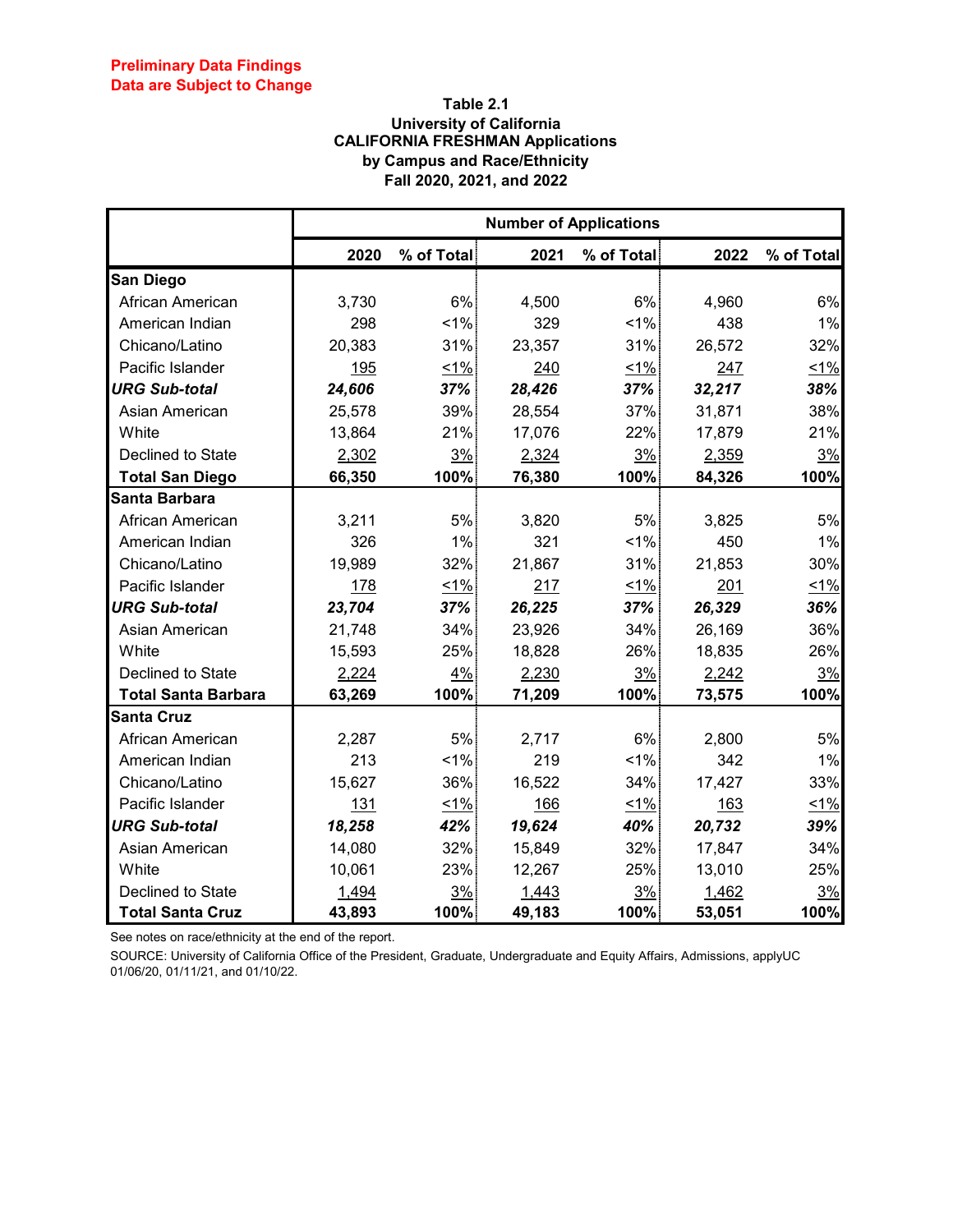**Preliminary Data Findings**
**Data are Subject to Change**

**Table 2.1**
**University of California**
**CALIFORNIA FRESHMAN Applications**
**by Campus and Race/Ethnicity**
**Fall 2020, 2021, and 2022**

| | Number of Applications | | | | | |
|---|---|---|---|---|---|---|
| | **2020** | **% of Total** | **2021** | **% of Total** | **2022** | **% of Total** |
| **San Diego** | | | | | | |
| African American | 3,730 | 6% | 4,500 | 6% | 4,960 | 6% |
| American Indian | 298 | <1% | 329 | <1% | 438 | 1% |
| Chicano/Latino | 20,383 | 31% | 23,357 | 31% | 26,572 | 32% |
| Pacific Islander | 195 | <1% | 240 | <1% | 247 | <1% |
| ***URG Sub-total*** | ***24,606*** | ***37%*** | ***28,426*** | ***37%*** | ***32,217*** | ***38%*** |
| Asian American | 25,578 | 39% | 28,554 | 37% | 31,871 | 38% |
| White | 13,864 | 21% | 17,076 | 22% | 17,879 | 21% |
| Declined to State | 2,302 | 3% | 2,324 | 3% | 2,359 | 3% |
| **Total San Diego** | **66,350** | **100%** | **76,380** | **100%** | **84,326** | **100%** |
| **Santa Barbara** | | | | | | |
| African American | 3,211 | 5% | 3,820 | 5% | 3,825 | 5% |
| American Indian | 326 | 1% | 321 | <1% | 450 | 1% |
| Chicano/Latino | 19,989 | 32% | 21,867 | 31% | 21,853 | 30% |
| Pacific Islander | 178 | <1% | 217 | <1% | 201 | <1% |
| ***URG Sub-total*** | ***23,704*** | ***37%*** | ***26,225*** | ***37%*** | ***26,329*** | ***36%*** |
| Asian American | 21,748 | 34% | 23,926 | 34% | 26,169 | 36% |
| White | 15,593 | 25% | 18,828 | 26% | 18,835 | 26% |
| Declined to State | 2,224 | 4% | 2,230 | 3% | 2,242 | 3% |
| **Total Santa Barbara** | **63,269** | **100%** | **71,209** | **100%** | **73,575** | **100%** |
| **Santa Cruz** | | | | | | |
| African American | 2,287 | 5% | 2,717 | 6% | 2,800 | 5% |
| American Indian | 213 | <1% | 219 | <1% | 342 | 1% |
| Chicano/Latino | 15,627 | 36% | 16,522 | 34% | 17,427 | 33% |
| Pacific Islander | 131 | <1% | 166 | <1% | 163 | <1% |
| ***URG Sub-total*** | ***18,258*** | ***42%*** | ***19,624*** | ***40%*** | ***20,732*** | ***39%*** |
| Asian American | 14,080 | 32% | 15,849 | 32% | 17,847 | 34% |
| White | 10,061 | 23% | 12,267 | 25% | 13,010 | 25% |
| Declined to State | 1,494 | 3% | 1,443 | 3% | 1,462 | 3% |
| **Total Santa Cruz** | **43,893** | **100%** | **49,183** | **100%** | **53,051** | **100%** |

See notes on race/ethnicity at the end of the report.

SOURCE: University of California Office of the President, Graduate, Undergraduate and Equity Affairs, Admissions, applyUC 01/06/20, 01/11/21, and 01/10/22.